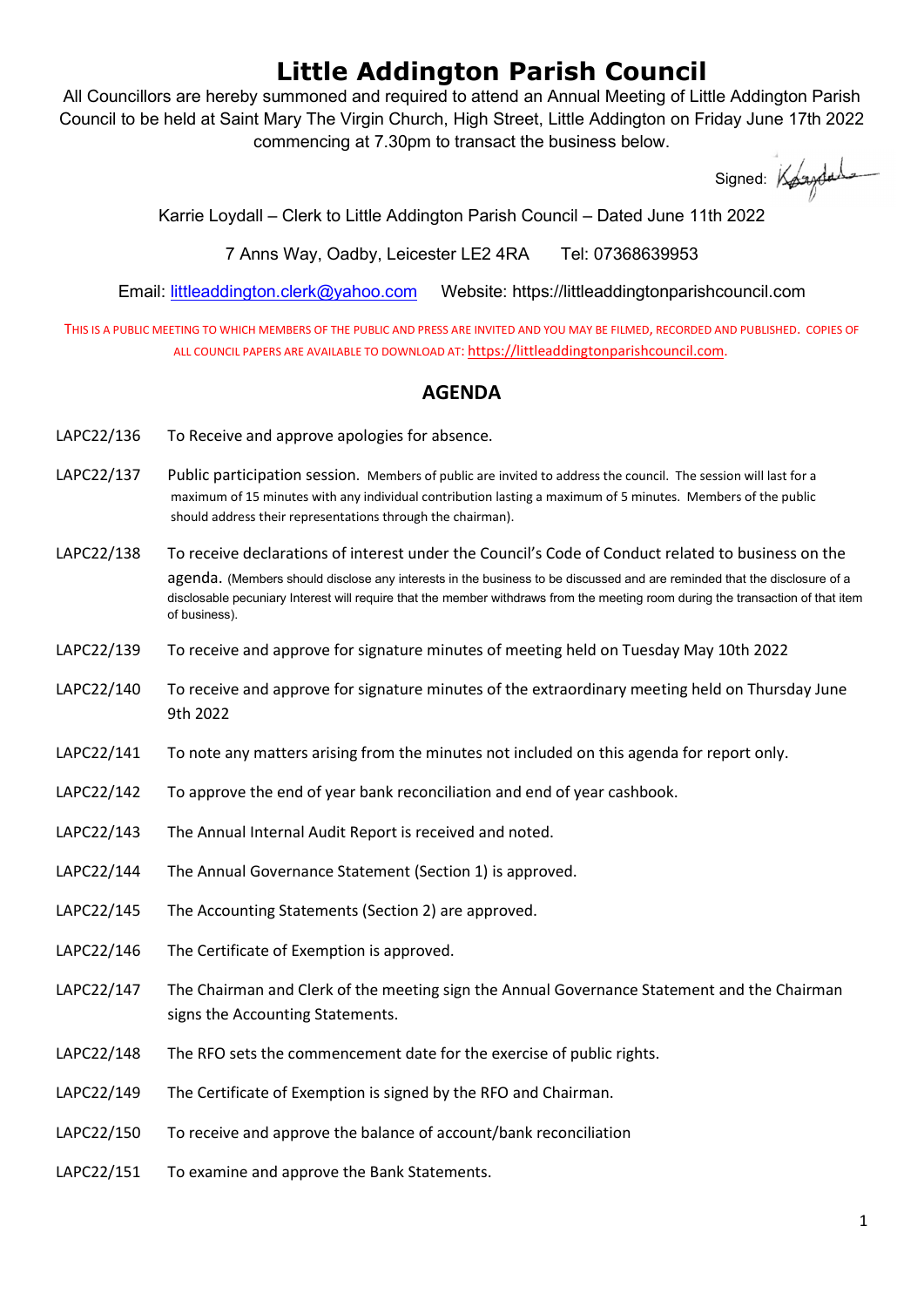# Little Addington Parish Council

All Councillors are hereby summoned and required to attend an Annual Meeting of Little Addington Parish Council to be held at Saint Mary The Virgin Church, High Street, Little Addington on Friday June 17th 2022 commencing at 7.30pm to transact the business below.

Signed: 

Karrie Loydall – Clerk to Little Addington Parish Council – Dated June 11th 2022

7 Anns Way, Oadby, Leicester LE2 4RA     Tel: 07368639953

Email: littleaddington.clerk@yahoo.com     Website: https://littleaddingtonparishcouncil.com

THIS IS A PUBLIC MEETING TO WHICH MEMBERS OF THE PUBLIC AND PRESS ARE INVITED AND YOU MAY BE FILMED, RECORDED AND PUBLISHED. COPIES OF ALL COUNCIL PAPERS ARE AVAILABLE TO DOWNLOAD AT: https://littleaddingtonparishcouncil.com.

## AGENDA

LAPC22/136 To Receive and approve apologies for absence.

LAPC22/137 Public participation session. Members of public are invited to address the council. The session will last for a maximum of 15 minutes with any individual contribution lasting a maximum of 5 minutes. Members of the public should address their representations through the chairman).

LAPC22/138 To receive declarations of interest under the Council's Code of Conduct related to business on the agenda. (Members should disclose any interests in the business to be discussed and are reminded that the disclosure of a disclosable pecuniary Interest will require that the member withdraws from the meeting room during the transaction of that item of business).

LAPC22/139 To receive and approve for signature minutes of meeting held on Tuesday May 10th 2022

LAPC22/140 To receive and approve for signature minutes of the extraordinary meeting held on Thursday June 9th 2022

LAPC22/141 To note any matters arising from the minutes not included on this agenda for report only.

LAPC22/142 To approve the end of year bank reconciliation and end of year cashbook.

LAPC22/143 The Annual Internal Audit Report is received and noted.

LAPC22/144 The Annual Governance Statement (Section 1) is approved.

LAPC22/145 The Accounting Statements (Section 2) are approved.

LAPC22/146 The Certificate of Exemption is approved.

LAPC22/147 The Chairman and Clerk of the meeting sign the Annual Governance Statement and the Chairman signs the Accounting Statements.

LAPC22/148 The RFO sets the commencement date for the exercise of public rights.

LAPC22/149 The Certificate of Exemption is signed by the RFO and Chairman.

LAPC22/150 To receive and approve the balance of account/bank reconciliation

LAPC22/151 To examine and approve the Bank Statements.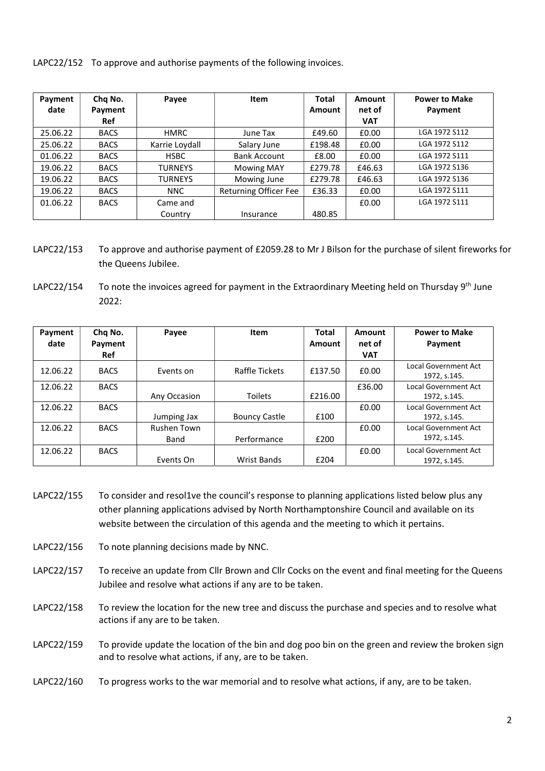LAPC22/152 To approve and authorise payments of the following invoices.

| Payment date | Chq No. Payment Ref | Payee | Item | Total Amount | Amount net of VAT | Power to Make Payment |
|---|---|---|---|---|---|---|
| 25.06.22 | BACS | HMRC | June Tax | £49.60 | £0.00 | LGA 1972 S112 |
| 25.06.22 | BACS | Karrie Loydall | Salary June | £198.48 | £0.00 | LGA 1972 S112 |
| 01.06.22 | BACS | HSBC | Bank Account | £8.00 | £0.00 | LGA 1972 S111 |
| 19.06.22 | BACS | TURNEYS | Mowing MAY | £279.78 | £46.63 | LGA 1972 S136 |
| 19.06.22 | BACS | TURNEYS | Mowing June | £279.78 | £46.63 | LGA 1972 S136 |
| 19.06.22 | BACS | NNC | Returning Officer Fee | £36.33 | £0.00 | LGA 1972 S111 |
| 01.06.22 | BACS | Came and Country | Insurance | 480.85 | £0.00 | LGA 1972 S111 |

LAPC22/153 To approve and authorise payment of £2059.28 to Mr J Bilson for the purchase of silent fireworks for the Queens Jubilee.

LAPC22/154 To note the invoices agreed for payment in the Extraordinary Meeting held on Thursday 9th June 2022:

| Payment date | Chq No. Payment Ref | Payee | Item | Total Amount | Amount net of VAT | Power to Make Payment |
|---|---|---|---|---|---|---|
| 12.06.22 | BACS | Events on | Raffle Tickets | £137.50 | £0.00 | Local Government Act 1972, s.145. |
| 12.06.22 | BACS | Any Occasion | Toilets | £216.00 | £36.00 | Local Government Act 1972, s.145. |
| 12.06.22 | BACS | Jumping Jax | Bouncy Castle | £100 | £0.00 | Local Government Act 1972, s.145. |
| 12.06.22 | BACS | Rushen Town Band | Performance | £200 | £0.00 | Local Government Act 1972, s.145. |
| 12.06.22 | BACS | Events On | Wrist Bands | £204 | £0.00 | Local Government Act 1972, s.145. |

LAPC22/155 To consider and resol1ve the council's response to planning applications listed below plus any other planning applications advised by North Northamptonshire Council and available on its website between the circulation of this agenda and the meeting to which it pertains.

LAPC22/156 To note planning decisions made by NNC.

LAPC22/157 To receive an update from Cllr Brown and Cllr Cocks on the event and final meeting for the Queens Jubilee and resolve what actions if any are to be taken.

LAPC22/158 To review the location for the new tree and discuss the purchase and species and to resolve what actions if any are to be taken.

LAPC22/159 To provide update the location of the bin and dog poo bin on the green and review the broken sign and to resolve what actions, if any, are to be taken.

LAPC22/160 To progress works to the war memorial and to resolve what actions, if any, are to be taken.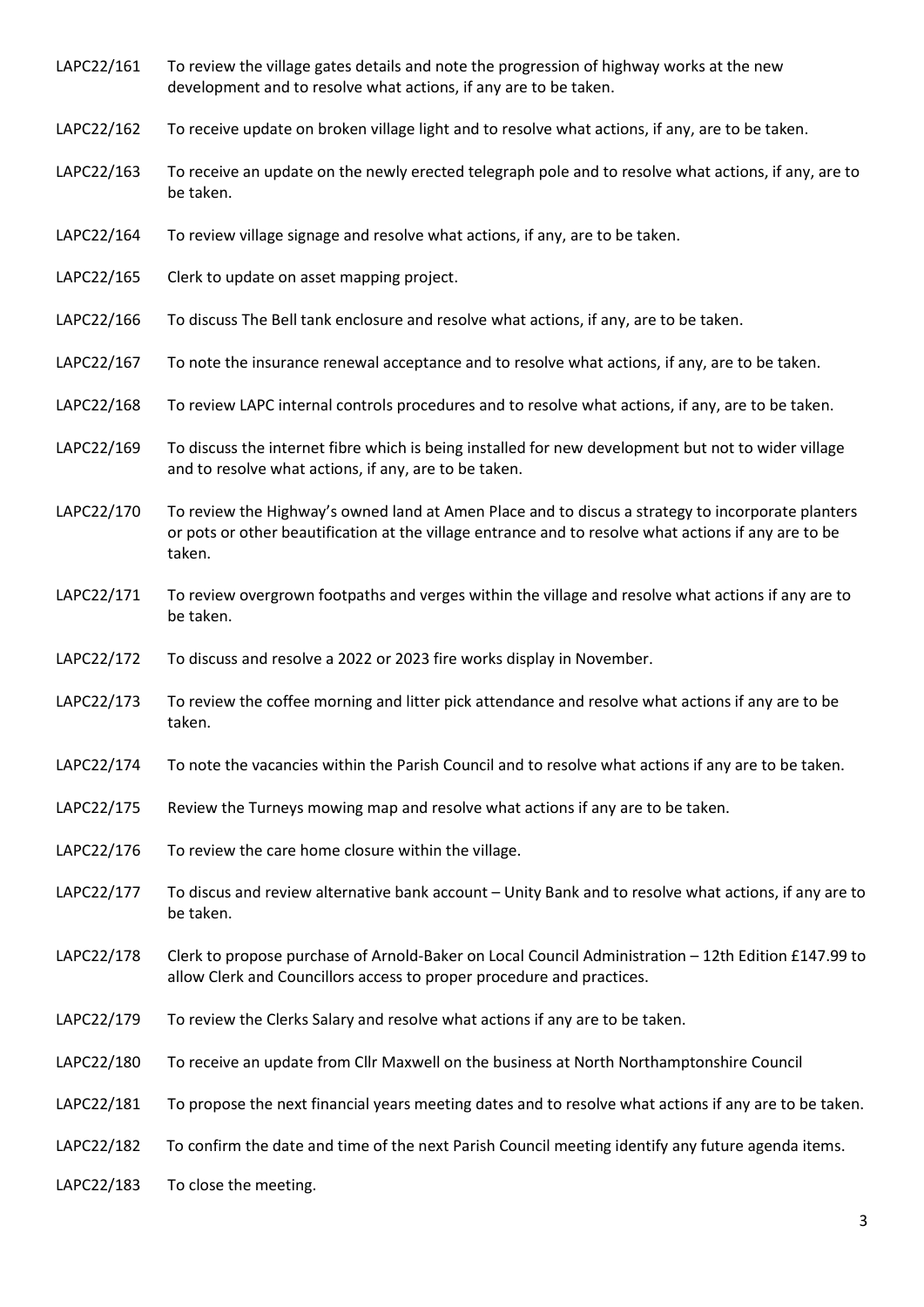LAPC22/161 To review the village gates details and note the progression of highway works at the new development and to resolve what actions, if any are to be taken.

LAPC22/162 To receive update on broken village light and to resolve what actions, if any, are to be taken.

LAPC22/163 To receive an update on the newly erected telegraph pole and to resolve what actions, if any, are to be taken.

LAPC22/164 To review village signage and resolve what actions, if any, are to be taken.

LAPC22/165 Clerk to update on asset mapping project.

LAPC22/166 To discuss The Bell tank enclosure and resolve what actions, if any, are to be taken.

LAPC22/167 To note the insurance renewal acceptance and to resolve what actions, if any, are to be taken.

LAPC22/168 To review LAPC internal controls procedures and to resolve what actions, if any, are to be taken.

LAPC22/169 To discuss the internet fibre which is being installed for new development but not to wider village and to resolve what actions, if any, are to be taken.

LAPC22/170 To review the Highway's owned land at Amen Place and to discus a strategy to incorporate planters or pots or other beautification at the village entrance and to resolve what actions if any are to be taken.

LAPC22/171 To review overgrown footpaths and verges within the village and resolve what actions if any are to be taken.

LAPC22/172 To discuss and resolve a 2022 or 2023 fire works display in November.

LAPC22/173 To review the coffee morning and litter pick attendance and resolve what actions if any are to be taken.

LAPC22/174 To note the vacancies within the Parish Council and to resolve what actions if any are to be taken.

LAPC22/175 Review the Turneys mowing map and resolve what actions if any are to be taken.

LAPC22/176 To review the care home closure within the village.

LAPC22/177 To discus and review alternative bank account – Unity Bank and to resolve what actions, if any are to be taken.

LAPC22/178 Clerk to propose purchase of Arnold-Baker on Local Council Administration – 12th Edition £147.99 to allow Clerk and Councillors access to proper procedure and practices.

LAPC22/179 To review the Clerks Salary and resolve what actions if any are to be taken.

LAPC22/180 To receive an update from Cllr Maxwell on the business at North Northamptonshire Council

LAPC22/181 To propose the next financial years meeting dates and to resolve what actions if any are to be taken.

LAPC22/182 To confirm the date and time of the next Parish Council meeting identify any future agenda items.

LAPC22/183 To close the meeting.